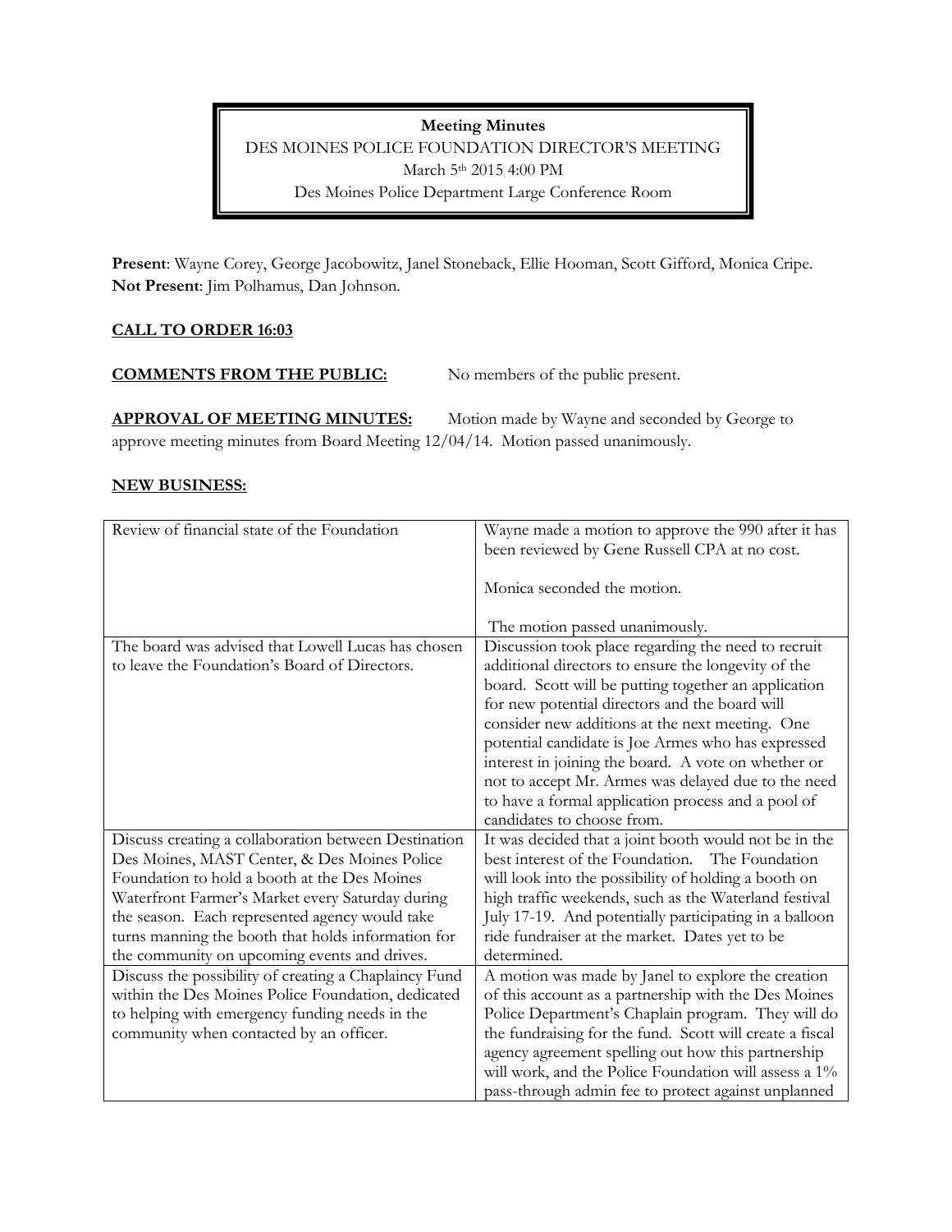**Meeting Minutes**
DES MOINES POLICE FOUNDATION DIRECTOR'S MEETING
March 5th 2015 4:00 PM
Des Moines Police Department Large Conference Room

**Present**: Wayne Corey, George Jacobowitz, Janel Stoneback, Ellie Hooman, Scott Gifford, Monica Cripe.
**Not Present**: Jim Polhamus, Dan Johnson.

**CALL TO ORDER 16:03**

**COMMENTS FROM THE PUBLIC:** No members of the public present.

**APPROVAL OF MEETING MINUTES:** Motion made by Wayne and seconded by George to approve meeting minutes from Board Meeting 12/04/14. Motion passed unanimously.

**NEW BUSINESS:**

| | |
|---|---|
| Review of financial state of the Foundation | Wayne made a motion to approve the 990 after it has been reviewed by Gene Russell CPA at no cost.<br><br>Monica seconded the motion.<br><br>The motion passed unanimously. |
| The board was advised that Lowell Lucas has chosen to leave the Foundation's Board of Directors. | Discussion took place regarding the need to recruit additional directors to ensure the longevity of the board. Scott will be putting together an application for new potential directors and the board will consider new additions at the next meeting. One potential candidate is Joe Armes who has expressed interest in joining the board. A vote on whether or not to accept Mr. Armes was delayed due to the need to have a formal application process and a pool of candidates to choose from. |
| Discuss creating a collaboration between Destination Des Moines, MAST Center, & Des Moines Police Foundation to hold a booth at the Des Moines Waterfront Farmer's Market every Saturday during the season. Each represented agency would take turns manning the booth that holds information for the community on upcoming events and drives. | It was decided that a joint booth would not be in the best interest of the Foundation. The Foundation will look into the possibility of holding a booth on high traffic weekends, such as the Waterland festival July 17-19. And potentially participating in a balloon ride fundraiser at the market. Dates yet to be determined. |
| Discuss the possibility of creating a Chaplaincy Fund within the Des Moines Police Foundation, dedicated to helping with emergency funding needs in the community when contacted by an officer. | A motion was made by Janel to explore the creation of this account as a partnership with the Des Moines Police Department's Chaplain program. They will do the fundraising for the fund. Scott will create a fiscal agency agreement spelling out how this partnership will work, and the Police Foundation will assess a 1% pass-through admin fee to protect against unplanned |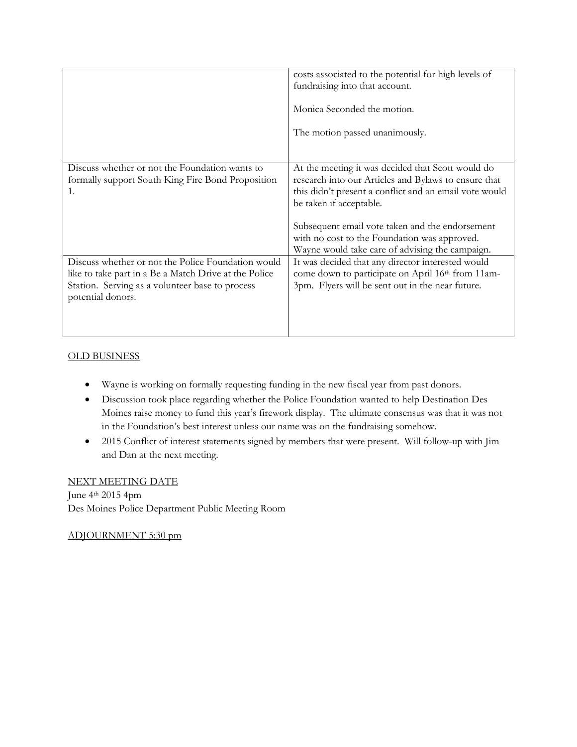| | |
|---|---|
| | costs associated to the potential for high levels of fundraising into that account.<br><br>Monica Seconded the motion.<br><br>The motion passed unanimously. |
| Discuss whether or not the Foundation wants to formally support South King Fire Bond Proposition 1. | At the meeting it was decided that Scott would do research into our Articles and Bylaws to ensure that this didn't present a conflict and an email vote would be taken if acceptable.<br><br>Subsequent email vote taken and the endorsement with no cost to the Foundation was approved. Wayne would take care of advising the campaign. |
| Discuss whether or not the Police Foundation would like to take part in a Be a Match Drive at the Police Station. Serving as a volunteer base to process potential donors. | It was decided that any director interested would come down to participate on April 16th from 11am-3pm. Flyers will be sent out in the near future. |

OLD BUSINESS

- Wayne is working on formally requesting funding in the new fiscal year from past donors.
- Discussion took place regarding whether the Police Foundation wanted to help Destination Des Moines raise money to fund this year's firework display. The ultimate consensus was that it was not in the Foundation's best interest unless our name was on the fundraising somehow.
- 2015 Conflict of interest statements signed by members that were present. Will follow-up with Jim and Dan at the next meeting.

NEXT MEETING DATE

June 4th 2015 4pm

Des Moines Police Department Public Meeting Room

ADJOURNMENT 5:30 pm